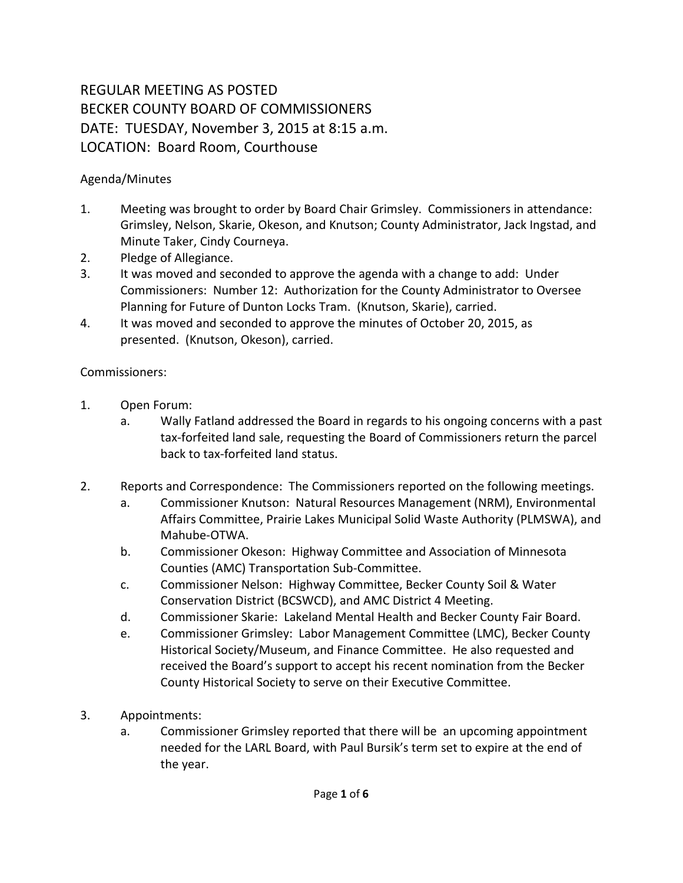# REGULAR MEETING AS POSTED
# BECKER COUNTY BOARD OF COMMISSIONERS
# DATE: TUESDAY, November 3, 2015 at 8:15 a.m.
# LOCATION: Board Room, Courthouse

Agenda/Minutes

1. Meeting was brought to order by Board Chair Grimsley. Commissioners in attendance: Grimsley, Nelson, Skarie, Okeson, and Knutson; County Administrator, Jack Ingstad, and Minute Taker, Cindy Courneya.
2. Pledge of Allegiance.
3. It was moved and seconded to approve the agenda with a change to add: Under Commissioners: Number 12: Authorization for the County Administrator to Oversee Planning for Future of Dunton Locks Tram. (Knutson, Skarie), carried.
4. It was moved and seconded to approve the minutes of October 20, 2015, as presented. (Knutson, Okeson), carried.

Commissioners:

1. Open Forum:
   a. Wally Fatland addressed the Board in regards to his ongoing concerns with a past tax-forfeited land sale, requesting the Board of Commissioners return the parcel back to tax-forfeited land status.

2. Reports and Correspondence: The Commissioners reported on the following meetings.
   a. Commissioner Knutson: Natural Resources Management (NRM), Environmental Affairs Committee, Prairie Lakes Municipal Solid Waste Authority (PLMSWA), and Mahube-OTWA.
   b. Commissioner Okeson: Highway Committee and Association of Minnesota Counties (AMC) Transportation Sub-Committee.
   c. Commissioner Nelson: Highway Committee, Becker County Soil & Water Conservation District (BCSWCD), and AMC District 4 Meeting.
   d. Commissioner Skarie: Lakeland Mental Health and Becker County Fair Board.
   e. Commissioner Grimsley: Labor Management Committee (LMC), Becker County Historical Society/Museum, and Finance Committee. He also requested and received the Board's support to accept his recent nomination from the Becker County Historical Society to serve on their Executive Committee.

3. Appointments:
   a. Commissioner Grimsley reported that there will be an upcoming appointment needed for the LARL Board, with Paul Bursik's term set to expire at the end of the year.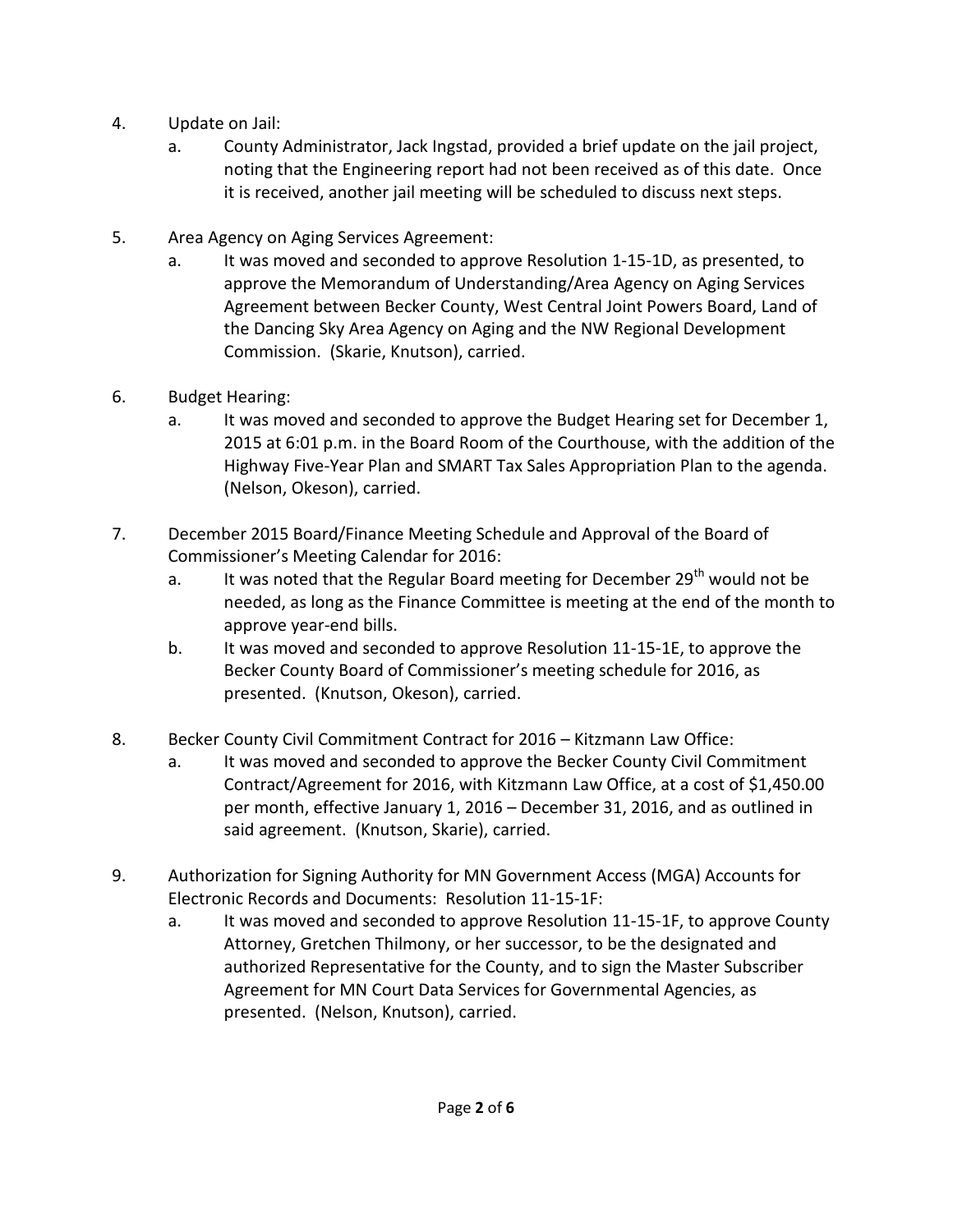4. Update on Jail:
   a. County Administrator, Jack Ingstad, provided a brief update on the jail project, noting that the Engineering report had not been received as of this date. Once it is received, another jail meeting will be scheduled to discuss next steps.

5. Area Agency on Aging Services Agreement:
   a. It was moved and seconded to approve Resolution 1-15-1D, as presented, to approve the Memorandum of Understanding/Area Agency on Aging Services Agreement between Becker County, West Central Joint Powers Board, Land of the Dancing Sky Area Agency on Aging and the NW Regional Development Commission. (Skarie, Knutson), carried.

6. Budget Hearing:
   a. It was moved and seconded to approve the Budget Hearing set for December 1, 2015 at 6:01 p.m. in the Board Room of the Courthouse, with the addition of the Highway Five-Year Plan and SMART Tax Sales Appropriation Plan to the agenda. (Nelson, Okeson), carried.

7. December 2015 Board/Finance Meeting Schedule and Approval of the Board of Commissioner's Meeting Calendar for 2016:
   a. It was noted that the Regular Board meeting for December 29th would not be needed, as long as the Finance Committee is meeting at the end of the month to approve year-end bills.
   b. It was moved and seconded to approve Resolution 11-15-1E, to approve the Becker County Board of Commissioner's meeting schedule for 2016, as presented. (Knutson, Okeson), carried.

8. Becker County Civil Commitment Contract for 2016 – Kitzmann Law Office:
   a. It was moved and seconded to approve the Becker County Civil Commitment Contract/Agreement for 2016, with Kitzmann Law Office, at a cost of $1,450.00 per month, effective January 1, 2016 – December 31, 2016, and as outlined in said agreement. (Knutson, Skarie), carried.

9. Authorization for Signing Authority for MN Government Access (MGA) Accounts for Electronic Records and Documents: Resolution 11-15-1F:
   a. It was moved and seconded to approve Resolution 11-15-1F, to approve County Attorney, Gretchen Thilmony, or her successor, to be the designated and authorized Representative for the County, and to sign the Master Subscriber Agreement for MN Court Data Services for Governmental Agencies, as presented. (Nelson, Knutson), carried.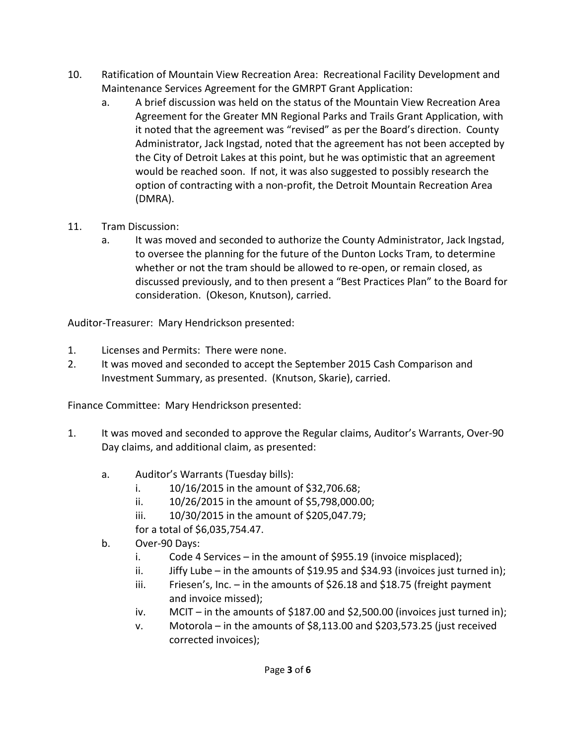10. Ratification of Mountain View Recreation Area: Recreational Facility Development and Maintenance Services Agreement for the GMRPT Grant Application:
    a. A brief discussion was held on the status of the Mountain View Recreation Area Agreement for the Greater MN Regional Parks and Trails Grant Application, with it noted that the agreement was "revised" as per the Board's direction. County Administrator, Jack Ingstad, noted that the agreement has not been accepted by the City of Detroit Lakes at this point, but he was optimistic that an agreement would be reached soon. If not, it was also suggested to possibly research the option of contracting with a non-profit, the Detroit Mountain Recreation Area (DMRA).

11. Tram Discussion:
    a. It was moved and seconded to authorize the County Administrator, Jack Ingstad, to oversee the planning for the future of the Dunton Locks Tram, to determine whether or not the tram should be allowed to re-open, or remain closed, as discussed previously, and to then present a "Best Practices Plan" to the Board for consideration. (Okeson, Knutson), carried.

Auditor-Treasurer: Mary Hendrickson presented:

1. Licenses and Permits: There were none.
2. It was moved and seconded to accept the September 2015 Cash Comparison and Investment Summary, as presented. (Knutson, Skarie), carried.

Finance Committee: Mary Hendrickson presented:

1. It was moved and seconded to approve the Regular claims, Auditor's Warrants, Over-90 Day claims, and additional claim, as presented:

    a. Auditor's Warrants (Tuesday bills):
        i. 10/16/2015 in the amount of $32,706.68;
        ii. 10/26/2015 in the amount of $5,798,000.00;
        iii. 10/30/2015 in the amount of $205,047.79;

        for a total of $6,035,754.47.
    b. Over-90 Days:
        i. Code 4 Services – in the amount of $955.19 (invoice misplaced);
        ii. Jiffy Lube – in the amounts of $19.95 and $34.93 (invoices just turned in);
        iii. Friesen's, Inc. – in the amounts of $26.18 and $18.75 (freight payment and invoice missed);
        iv. MCIT – in the amounts of $187.00 and $2,500.00 (invoices just turned in);
        v. Motorola – in the amounts of $8,113.00 and $203,573.25 (just received corrected invoices);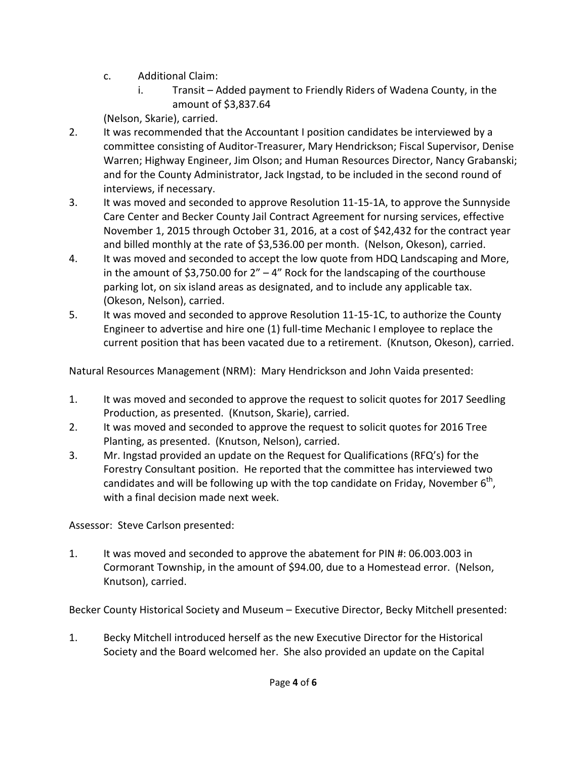c. Additional Claim:
   i. Transit – Added payment to Friendly Riders of Wadena County, in the amount of $3,837.64

(Nelson, Skarie), carried.

2. It was recommended that the Accountant I position candidates be interviewed by a committee consisting of Auditor-Treasurer, Mary Hendrickson; Fiscal Supervisor, Denise Warren; Highway Engineer, Jim Olson; and Human Resources Director, Nancy Grabanski; and for the County Administrator, Jack Ingstad, to be included in the second round of interviews, if necessary.
3. It was moved and seconded to approve Resolution 11-15-1A, to approve the Sunnyside Care Center and Becker County Jail Contract Agreement for nursing services, effective November 1, 2015 through October 31, 2016, at a cost of $42,432 for the contract year and billed monthly at the rate of $3,536.00 per month. (Nelson, Okeson), carried.
4. It was moved and seconded to accept the low quote from HDQ Landscaping and More, in the amount of $3,750.00 for 2" – 4" Rock for the landscaping of the courthouse parking lot, on six island areas as designated, and to include any applicable tax. (Okeson, Nelson), carried.
5. It was moved and seconded to approve Resolution 11-15-1C, to authorize the County Engineer to advertise and hire one (1) full-time Mechanic I employee to replace the current position that has been vacated due to a retirement. (Knutson, Okeson), carried.

Natural Resources Management (NRM): Mary Hendrickson and John Vaida presented:

1. It was moved and seconded to approve the request to solicit quotes for 2017 Seedling Production, as presented. (Knutson, Skarie), carried.
2. It was moved and seconded to approve the request to solicit quotes for 2016 Tree Planting, as presented. (Knutson, Nelson), carried.
3. Mr. Ingstad provided an update on the Request for Qualifications (RFQ's) for the Forestry Consultant position. He reported that the committee has interviewed two candidates and will be following up with the top candidate on Friday, November 6th, with a final decision made next week.

Assessor: Steve Carlson presented:

1. It was moved and seconded to approve the abatement for PIN #: 06.003.003 in Cormorant Township, in the amount of $94.00, due to a Homestead error. (Nelson, Knutson), carried.

Becker County Historical Society and Museum – Executive Director, Becky Mitchell presented:

1. Becky Mitchell introduced herself as the new Executive Director for the Historical Society and the Board welcomed her. She also provided an update on the Capital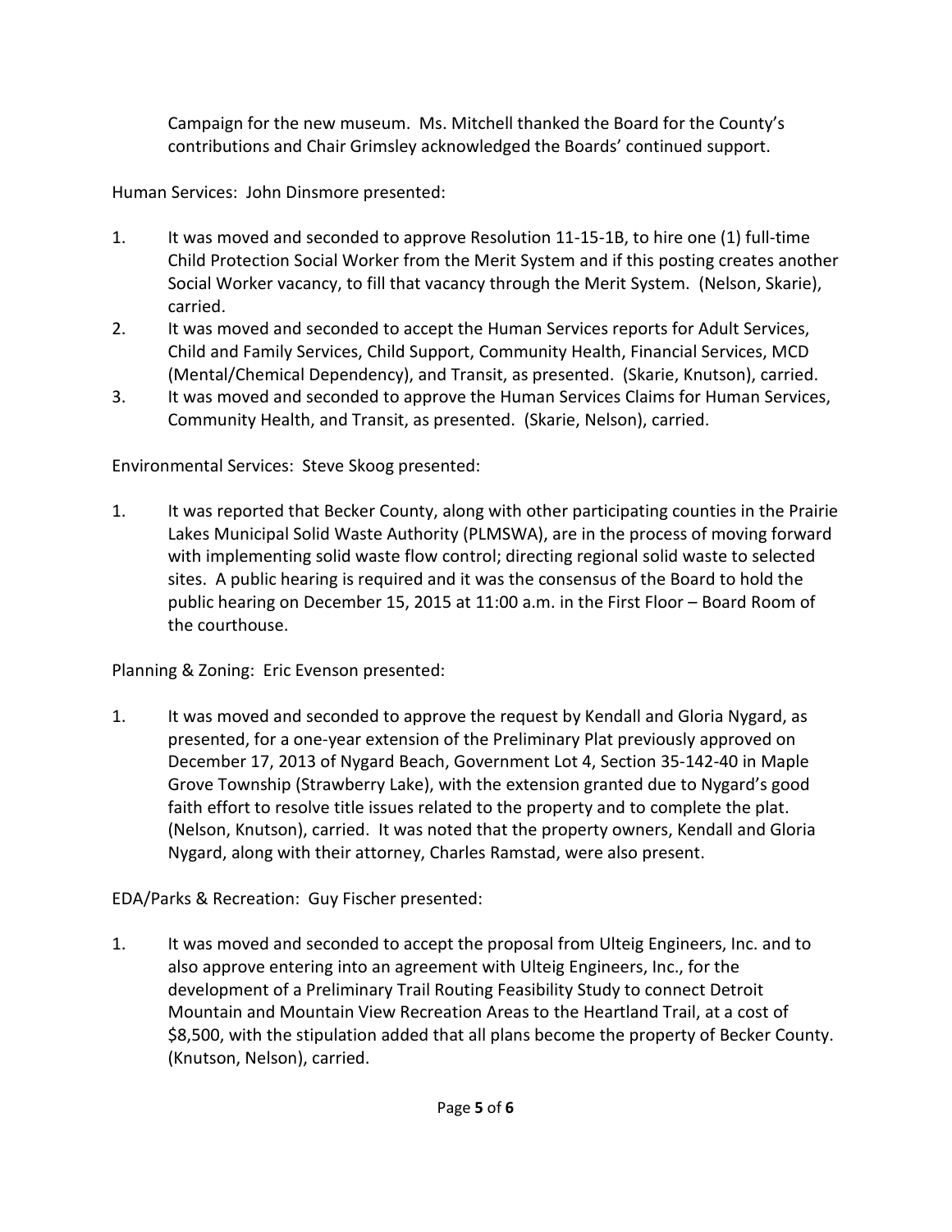Campaign for the new museum. Ms. Mitchell thanked the Board for the County's contributions and Chair Grimsley acknowledged the Boards' continued support.

Human Services: John Dinsmore presented:

1. It was moved and seconded to approve Resolution 11-15-1B, to hire one (1) full-time Child Protection Social Worker from the Merit System and if this posting creates another Social Worker vacancy, to fill that vacancy through the Merit System. (Nelson, Skarie), carried.
2. It was moved and seconded to accept the Human Services reports for Adult Services, Child and Family Services, Child Support, Community Health, Financial Services, MCD (Mental/Chemical Dependency), and Transit, as presented. (Skarie, Knutson), carried.
3. It was moved and seconded to approve the Human Services Claims for Human Services, Community Health, and Transit, as presented. (Skarie, Nelson), carried.

Environmental Services: Steve Skoog presented:

1. It was reported that Becker County, along with other participating counties in the Prairie Lakes Municipal Solid Waste Authority (PLMSWA), are in the process of moving forward with implementing solid waste flow control; directing regional solid waste to selected sites. A public hearing is required and it was the consensus of the Board to hold the public hearing on December 15, 2015 at 11:00 a.m. in the First Floor – Board Room of the courthouse.

Planning & Zoning: Eric Evenson presented:

1. It was moved and seconded to approve the request by Kendall and Gloria Nygard, as presented, for a one-year extension of the Preliminary Plat previously approved on December 17, 2013 of Nygard Beach, Government Lot 4, Section 35-142-40 in Maple Grove Township (Strawberry Lake), with the extension granted due to Nygard's good faith effort to resolve title issues related to the property and to complete the plat. (Nelson, Knutson), carried. It was noted that the property owners, Kendall and Gloria Nygard, along with their attorney, Charles Ramstad, were also present.

EDA/Parks & Recreation: Guy Fischer presented:

1. It was moved and seconded to accept the proposal from Ulteig Engineers, Inc. and to also approve entering into an agreement with Ulteig Engineers, Inc., for the development of a Preliminary Trail Routing Feasibility Study to connect Detroit Mountain and Mountain View Recreation Areas to the Heartland Trail, at a cost of $8,500, with the stipulation added that all plans become the property of Becker County. (Knutson, Nelson), carried.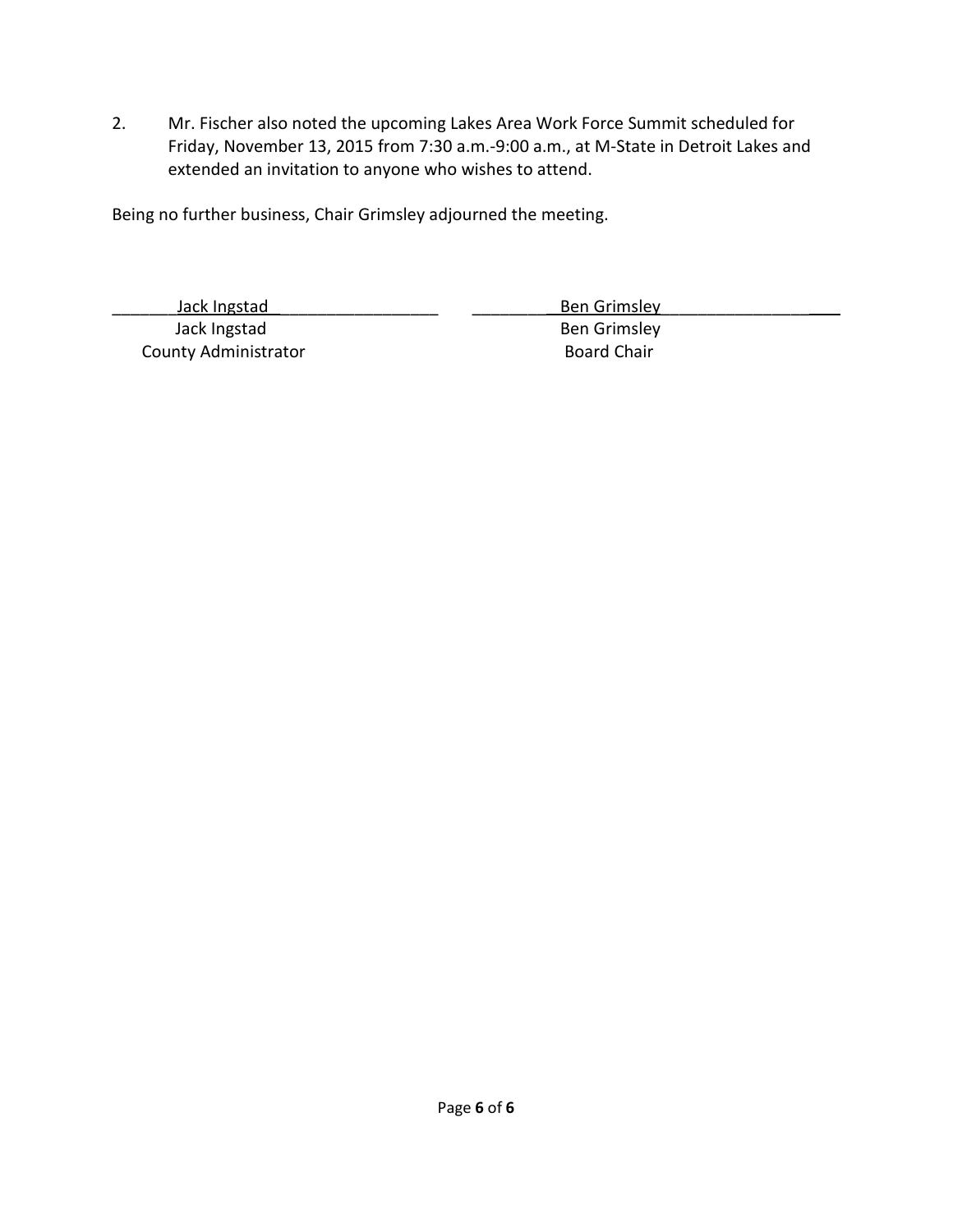2. Mr. Fischer also noted the upcoming Lakes Area Work Force Summit scheduled for Friday, November 13, 2015 from 7:30 a.m.-9:00 a.m., at M-State in Detroit Lakes and extended an invitation to anyone who wishes to attend.

Being no further business, Chair Grimsley adjourned the meeting.

| | |
|---|---|
| _______Jack Ingstad_________________ | _________Ben Grimsley____________________ |
| Jack Ingstad | Ben Grimsley |
| County Administrator | Board Chair |